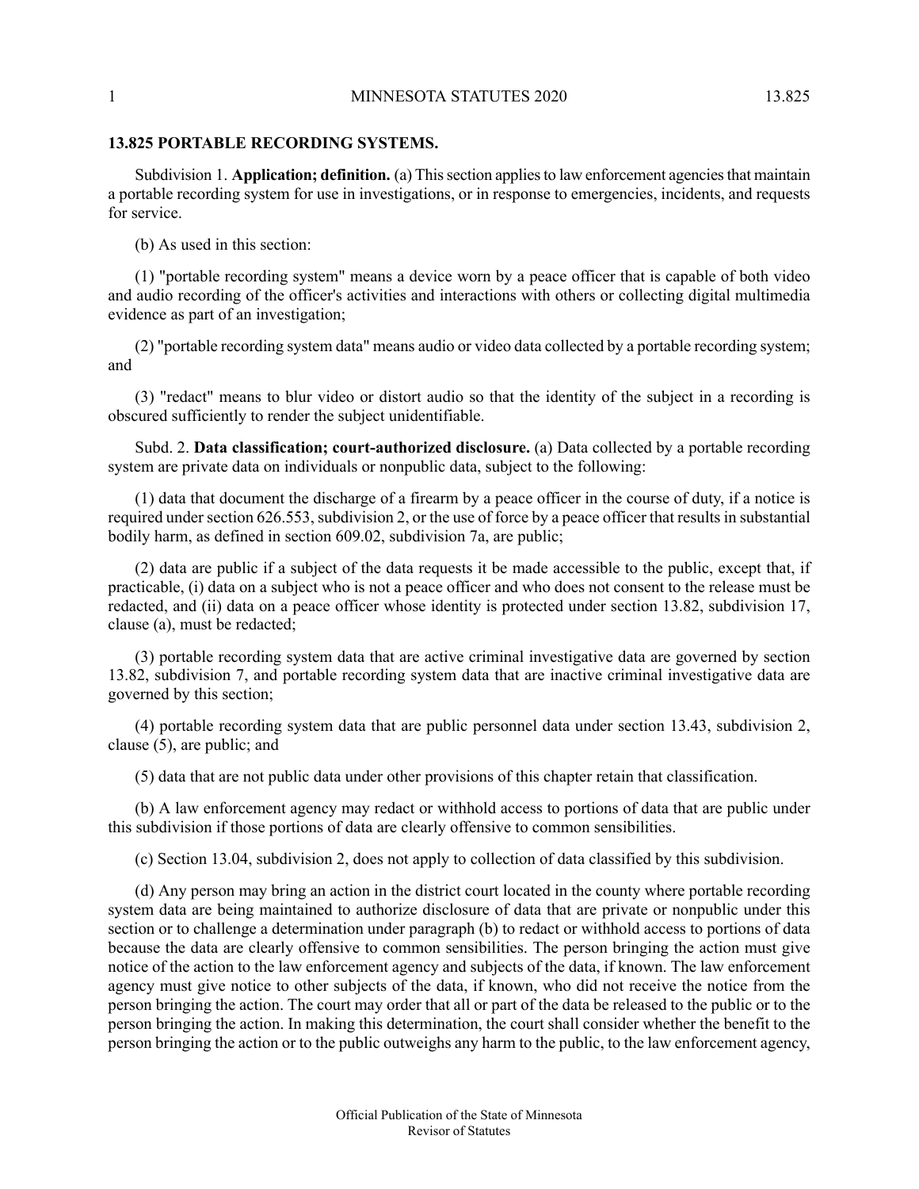## 13.825 PORTABLE RECORDING SYSTEMS.

Subdivision 1. **Application; definition.** (a) This section applies to law enforcement agencies that maintain a portable recording system for use in investigations, or in response to emergencies, incidents, and requests for service.

(b) As used in this section:

(1) "portable recording system" means a device worn by a peace officer that is capable of both video and audio recording of the officer's activities and interactions with others or collecting digital multimedia evidence as part of an investigation;

(2) "portable recording system data" means audio or video data collected by a portable recording system; and

(3) "redact" means to blur video or distort audio so that the identity of the subject in a recording is obscured sufficiently to render the subject unidentifiable.

Subd. 2. **Data classification; court-authorized disclosure.** (a) Data collected by a portable recording system are private data on individuals or nonpublic data, subject to the following:

(1) data that document the discharge of a firearm by a peace officer in the course of duty, if a notice is required under section 626.553, subdivision 2, or the use of force by a peace officer that results in substantial bodily harm, as defined in section 609.02, subdivision 7a, are public;

(2) data are public if a subject of the data requests it be made accessible to the public, except that, if practicable, (i) data on a subject who is not a peace officer and who does not consent to the release must be redacted, and (ii) data on a peace officer whose identity is protected under section 13.82, subdivision 17, clause (a), must be redacted;

(3) portable recording system data that are active criminal investigative data are governed by section 13.82, subdivision 7, and portable recording system data that are inactive criminal investigative data are governed by this section;

(4) portable recording system data that are public personnel data under section 13.43, subdivision 2, clause (5), are public; and

(5) data that are not public data under other provisions of this chapter retain that classification.

(b) A law enforcement agency may redact or withhold access to portions of data that are public under this subdivision if those portions of data are clearly offensive to common sensibilities.

(c) Section 13.04, subdivision 2, does not apply to collection of data classified by this subdivision.

(d) Any person may bring an action in the district court located in the county where portable recording system data are being maintained to authorize disclosure of data that are private or nonpublic under this section or to challenge a determination under paragraph (b) to redact or withhold access to portions of data because the data are clearly offensive to common sensibilities. The person bringing the action must give notice of the action to the law enforcement agency and subjects of the data, if known. The law enforcement agency must give notice to other subjects of the data, if known, who did not receive the notice from the person bringing the action. The court may order that all or part of the data be released to the public or to the person bringing the action. In making this determination, the court shall consider whether the benefit to the person bringing the action or to the public outweighs any harm to the public, to the law enforcement agency,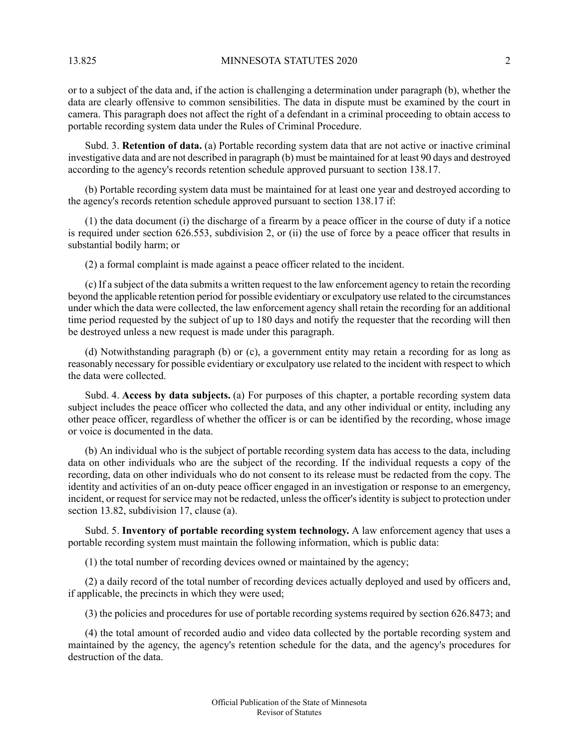or to a subject of the data and, if the action is challenging a determination under paragraph (b), whether the data are clearly offensive to common sensibilities. The data in dispute must be examined by the court in camera. This paragraph does not affect the right of a defendant in a criminal proceeding to obtain access to portable recording system data under the Rules of Criminal Procedure.

Subd. 3. **Retention of data.** (a) Portable recording system data that are not active or inactive criminal investigative data and are not described in paragraph (b) must be maintained for at least 90 days and destroyed according to the agency's records retention schedule approved pursuant to section 138.17.

(b) Portable recording system data must be maintained for at least one year and destroyed according to the agency's records retention schedule approved pursuant to section 138.17 if:

(1) the data document (i) the discharge of a firearm by a peace officer in the course of duty if a notice is required under section 626.553, subdivision 2, or (ii) the use of force by a peace officer that results in substantial bodily harm; or

(2) a formal complaint is made against a peace officer related to the incident.

(c) If a subject of the data submits a written request to the law enforcement agency to retain the recording beyond the applicable retention period for possible evidentiary or exculpatory use related to the circumstances under which the data were collected, the law enforcement agency shall retain the recording for an additional time period requested by the subject of up to 180 days and notify the requester that the recording will then be destroyed unless a new request is made under this paragraph.

(d) Notwithstanding paragraph (b) or (c), a government entity may retain a recording for as long as reasonably necessary for possible evidentiary or exculpatory use related to the incident with respect to which the data were collected.

Subd. 4. **Access by data subjects.** (a) For purposes of this chapter, a portable recording system data subject includes the peace officer who collected the data, and any other individual or entity, including any other peace officer, regardless of whether the officer is or can be identified by the recording, whose image or voice is documented in the data.

(b) An individual who is the subject of portable recording system data has access to the data, including data on other individuals who are the subject of the recording. If the individual requests a copy of the recording, data on other individuals who do not consent to its release must be redacted from the copy. The identity and activities of an on-duty peace officer engaged in an investigation or response to an emergency, incident, or request for service may not be redacted, unless the officer's identity is subject to protection under section 13.82, subdivision 17, clause (a).

Subd. 5. **Inventory of portable recording system technology.** A law enforcement agency that uses a portable recording system must maintain the following information, which is public data:

(1) the total number of recording devices owned or maintained by the agency;

(2) a daily record of the total number of recording devices actually deployed and used by officers and, if applicable, the precincts in which they were used;

(3) the policies and procedures for use of portable recording systems required by section 626.8473; and

(4) the total amount of recorded audio and video data collected by the portable recording system and maintained by the agency, the agency's retention schedule for the data, and the agency's procedures for destruction of the data.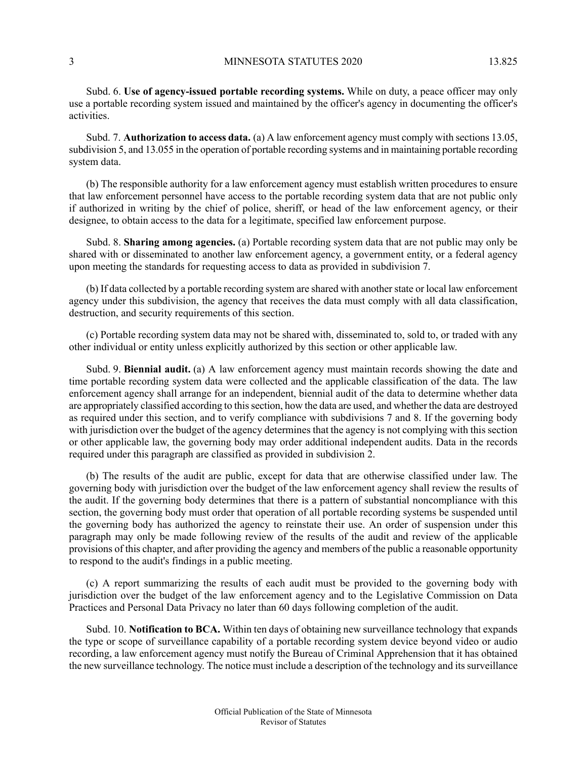Subd. 6. **Use of agency-issued portable recording systems.** While on duty, a peace officer may only use a portable recording system issued and maintained by the officer's agency in documenting the officer's activities.

Subd. 7. **Authorization to access data.** (a) A law enforcement agency must comply with sections 13.05, subdivision 5, and 13.055 in the operation of portable recording systems and in maintaining portable recording system data.

(b) The responsible authority for a law enforcement agency must establish written procedures to ensure that law enforcement personnel have access to the portable recording system data that are not public only if authorized in writing by the chief of police, sheriff, or head of the law enforcement agency, or their designee, to obtain access to the data for a legitimate, specified law enforcement purpose.

Subd. 8. **Sharing among agencies.** (a) Portable recording system data that are not public may only be shared with or disseminated to another law enforcement agency, a government entity, or a federal agency upon meeting the standards for requesting access to data as provided in subdivision 7.

(b) If data collected by a portable recording system are shared with another state or local law enforcement agency under this subdivision, the agency that receives the data must comply with all data classification, destruction, and security requirements of this section.

(c) Portable recording system data may not be shared with, disseminated to, sold to, or traded with any other individual or entity unless explicitly authorized by this section or other applicable law.

Subd. 9. **Biennial audit.** (a) A law enforcement agency must maintain records showing the date and time portable recording system data were collected and the applicable classification of the data. The law enforcement agency shall arrange for an independent, biennial audit of the data to determine whether data are appropriately classified according to this section, how the data are used, and whether the data are destroyed as required under this section, and to verify compliance with subdivisions 7 and 8. If the governing body with jurisdiction over the budget of the agency determines that the agency is not complying with this section or other applicable law, the governing body may order additional independent audits. Data in the records required under this paragraph are classified as provided in subdivision 2.

(b) The results of the audit are public, except for data that are otherwise classified under law. The governing body with jurisdiction over the budget of the law enforcement agency shall review the results of the audit. If the governing body determines that there is a pattern of substantial noncompliance with this section, the governing body must order that operation of all portable recording systems be suspended until the governing body has authorized the agency to reinstate their use. An order of suspension under this paragraph may only be made following review of the results of the audit and review of the applicable provisions of this chapter, and after providing the agency and members of the public a reasonable opportunity to respond to the audit's findings in a public meeting.

(c) A report summarizing the results of each audit must be provided to the governing body with jurisdiction over the budget of the law enforcement agency and to the Legislative Commission on Data Practices and Personal Data Privacy no later than 60 days following completion of the audit.

Subd. 10. **Notification to BCA.** Within ten days of obtaining new surveillance technology that expands the type or scope of surveillance capability of a portable recording system device beyond video or audio recording, a law enforcement agency must notify the Bureau of Criminal Apprehension that it has obtained the new surveillance technology. The notice must include a description of the technology and its surveillance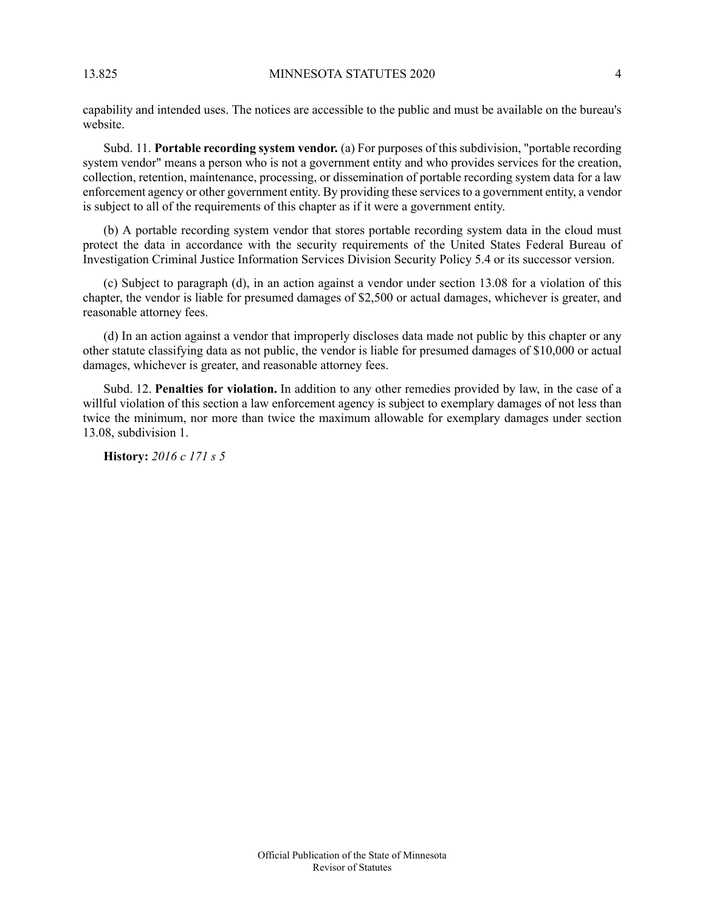capability and intended uses. The notices are accessible to the public and must be available on the bureau's website.

Subd. 11. **Portable recording system vendor.** (a) For purposes of this subdivision, "portable recording system vendor" means a person who is not a government entity and who provides services for the creation, collection, retention, maintenance, processing, or dissemination of portable recording system data for a law enforcement agency or other government entity. By providing these services to a government entity, a vendor is subject to all of the requirements of this chapter as if it were a government entity.

(b) A portable recording system vendor that stores portable recording system data in the cloud must protect the data in accordance with the security requirements of the United States Federal Bureau of Investigation Criminal Justice Information Services Division Security Policy 5.4 or its successor version.

(c) Subject to paragraph (d), in an action against a vendor under section 13.08 for a violation of this chapter, the vendor is liable for presumed damages of $2,500 or actual damages, whichever is greater, and reasonable attorney fees.

(d) In an action against a vendor that improperly discloses data made not public by this chapter or any other statute classifying data as not public, the vendor is liable for presumed damages of $10,000 or actual damages, whichever is greater, and reasonable attorney fees.

Subd. 12. **Penalties for violation.** In addition to any other remedies provided by law, in the case of a willful violation of this section a law enforcement agency is subject to exemplary damages of not less than twice the minimum, nor more than twice the maximum allowable for exemplary damages under section 13.08, subdivision 1.

**History:** *2016 c 171 s 5*